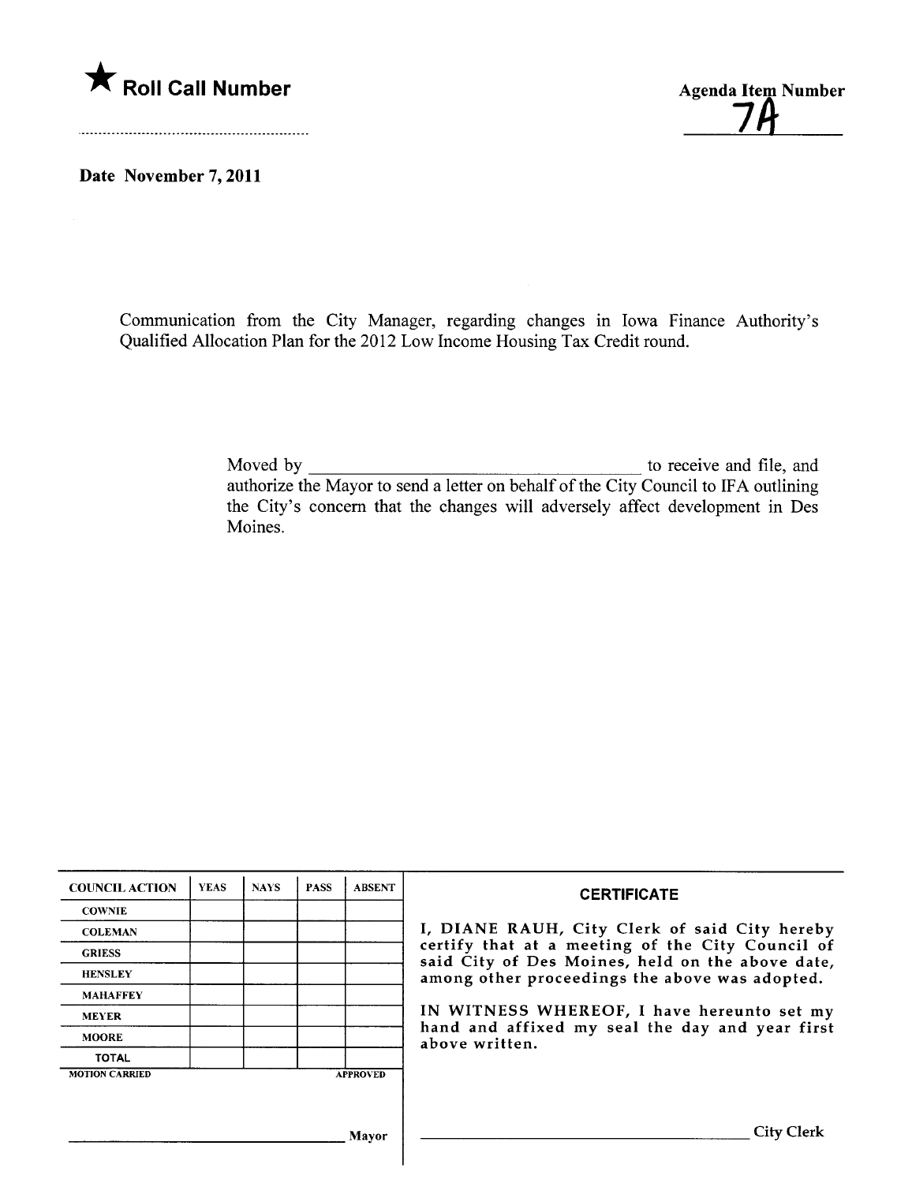★ **Roll Call Number**

..........................................................

**Agenda Item Number**

7A

**Date November 7, 2011**

Communication from the City Manager, regarding changes in Iowa Finance Authority's Qualified Allocation Plan for the 2012 Low Income Housing Tax Credit round.

Moved by ______________________________________ to receive and file, and authorize the Mayor to send a letter on behalf of the City Council to IFA outlining the City's concern that the changes will adversely affect development in Des Moines.

| COUNCIL ACTION | YEAS | NAYS | PASS | ABSENT |
|---|---|---|---|---|
| COWNIE | | | | |
| COLEMAN | | | | |
| GRIESS | | | | |
| HENSLEY | | | | |
| MAHAFFEY | | | | |
| MEYER | | | | |
| MOORE | | | | |
| TOTAL | | | | |
| MOTION CARRIED | | | | APPROVED |

______________________________________ Mayor

**CERTIFICATE**

I, DIANE RAUH, City Clerk of said City hereby certify that at a meeting of the City Council of said City of Des Moines, held on the above date, among other proceedings the above was adopted.

IN WITNESS WHEREOF, I have hereunto set my hand and affixed my seal the day and year first above written.

______________________________________ City Clerk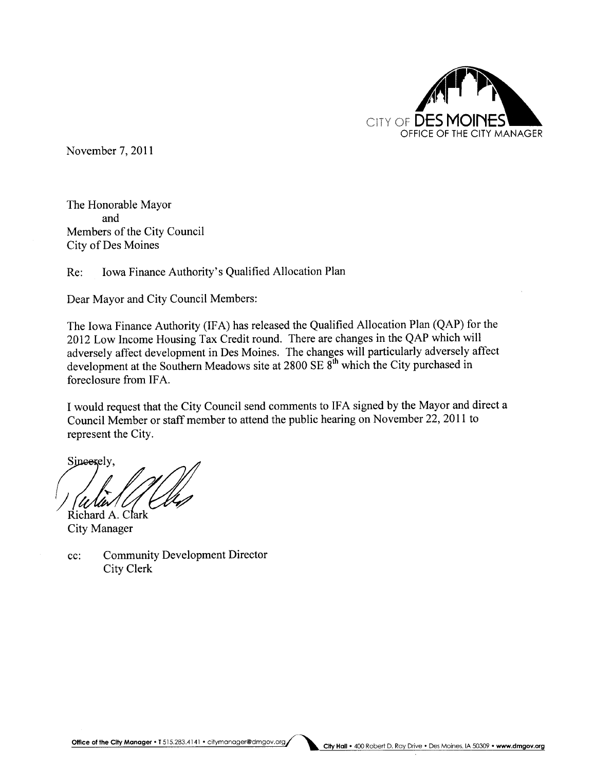CITY OF **DES MOINES**
OFFICE OF THE CITY MANAGER

November 7, 2011

The Honorable Mayor
and
Members of the City Council
City of Des Moines

Re: Iowa Finance Authority's Qualified Allocation Plan

Dear Mayor and City Council Members:

The Iowa Finance Authority (IFA) has released the Qualified Allocation Plan (QAP) for the 2012 Low Income Housing Tax Credit round. There are changes in the QAP which will adversely affect development in Des Moines. The changes will particularly adversely affect development at the Southern Meadows site at 2800 SE 8th which the City purchased in foreclosure from IFA.

I would request that the City Council send comments to IFA signed by the Mayor and direct a Council Member or staff member to attend the public hearing on November 22, 2011 to represent the City.

Sincerely,

Richard A. Clark
City Manager

cc: Community Development Director
City Clerk

**Office of the City Manager** • T 515.283.4141 • citymanager@dmgov.org **City Hall** • 400 Robert D. Ray Drive • Des Moines, IA 50309 • **www.dmgov.org**